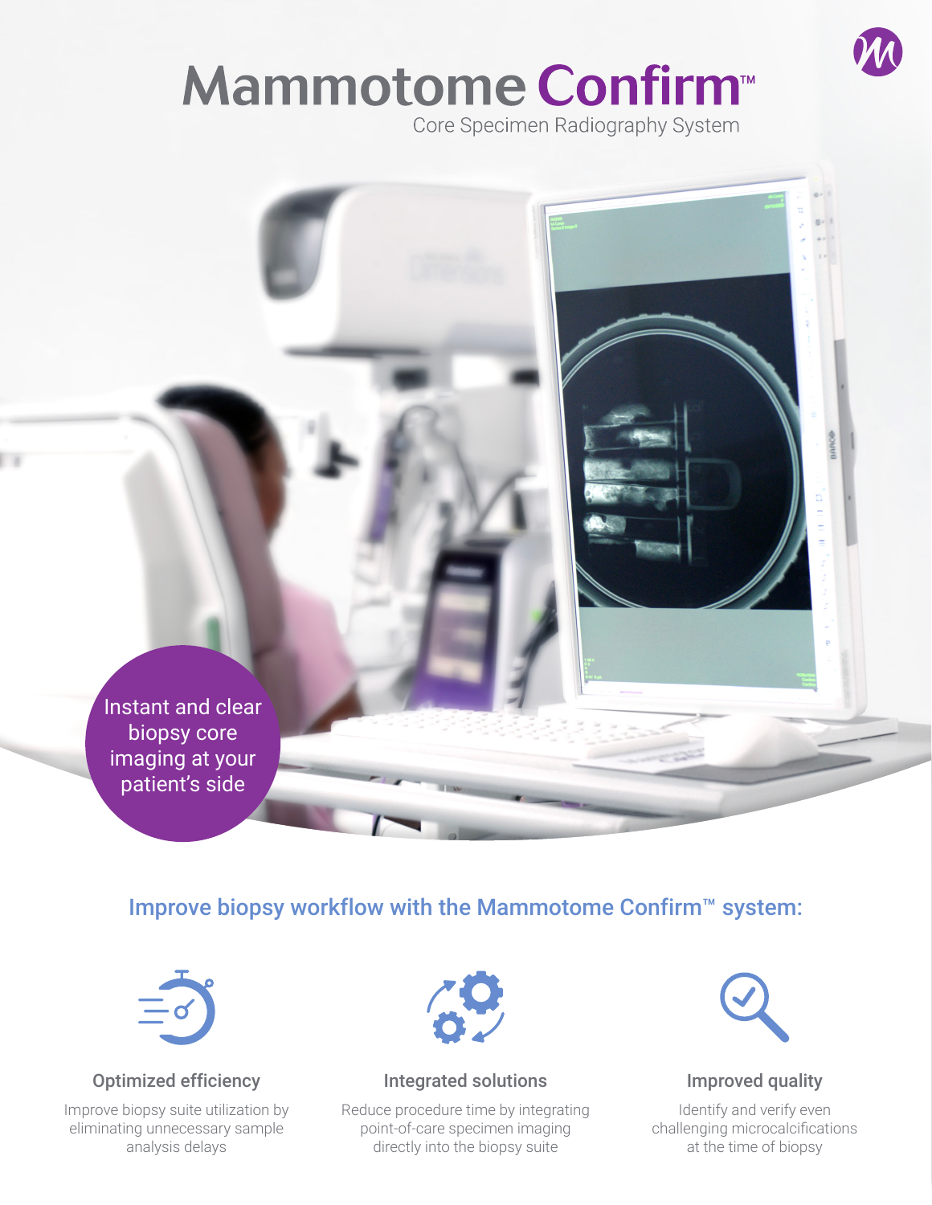# Mammotome Confirm™

Core Specimen Radiography System

Instant and clear biopsy core imaging at your patient's side

## Improve biopsy workflow with the Mammotome Confirm™ system:

### Optimized efficiency

Improve biopsy suite utilization by eliminating unnecessary sample analysis delays

### Integrated solutions

Reduce procedure time by integrating point-of-care specimen imaging directly into the biopsy suite

### Improved quality

Identify and verify even challenging microcalcifications at the time of biopsy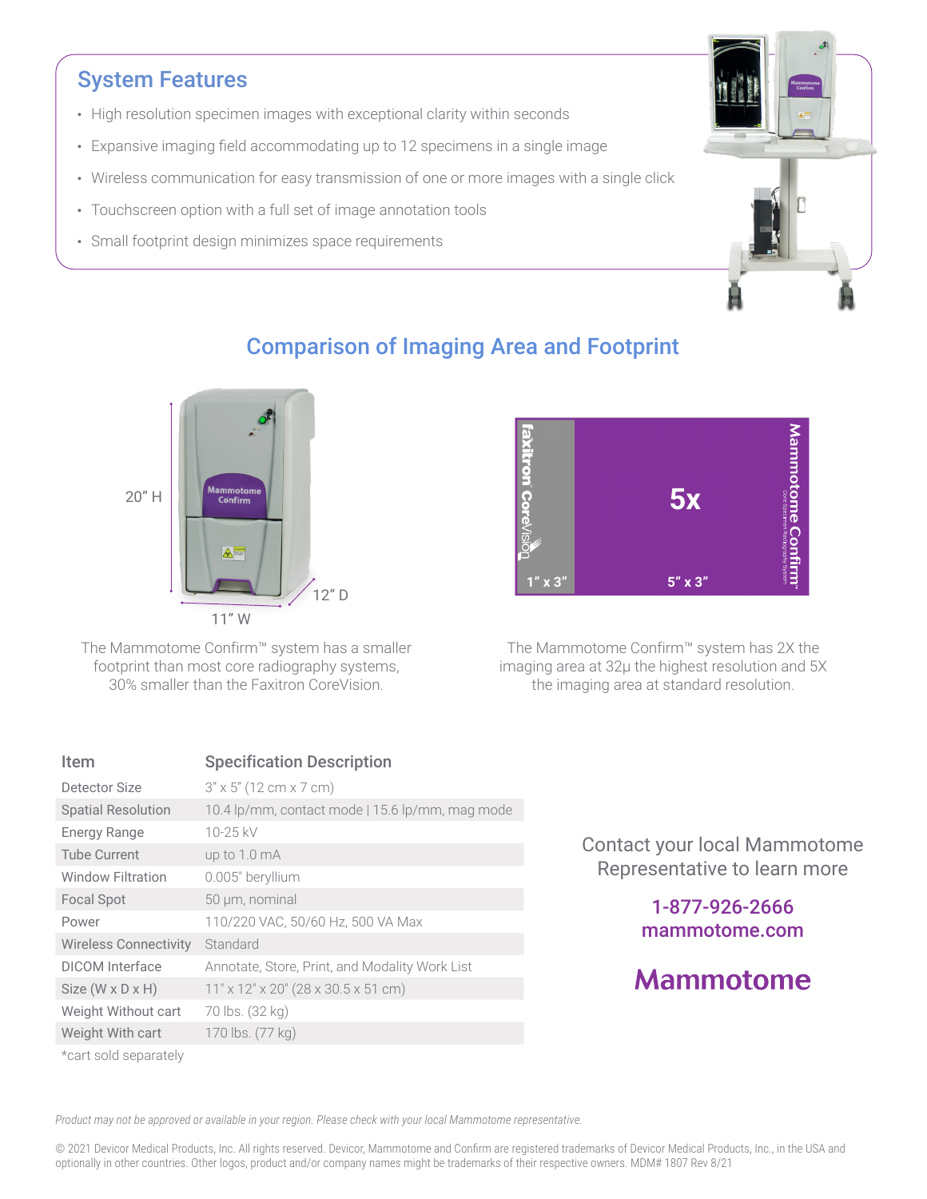## System Features

- High resolution specimen images with exceptional clarity within seconds
- Expansive imaging field accommodating up to 12 specimens in a single image
- Wireless communication for easy transmission of one or more images with a single click
- Touchscreen option with a full set of image annotation tools
- Small footprint design minimizes space requirements

## Comparison of Imaging Area and Footprint

20" H

12" D

11" W

The Mammotome Confirm™ system has a smaller footprint than most core radiography systems, 30% smaller than the Faxitron CoreVision.

faxitron CoreVision

1" x 3"

5x

5" x 3"

Mammotome Confirm

Core Specimen Radiography System

The Mammotome Confirm™ system has 2X the imaging area at 32μ the highest resolution and 5X the imaging area at standard resolution.

| Item | Specification Description |
|---|---|
| Detector Size | 3" x 5" (12 cm x 7 cm) |
| Spatial Resolution | 10.4 lp/mm, contact mode \| 15.6 lp/mm, mag mode |
| Energy Range | 10-25 kV |
| Tube Current | up to 1.0 mA |
| Window Filtration | 0.005" beryllium |
| Focal Spot | 50 μm, nominal |
| Power | 110/220 VAC, 50/60 Hz, 500 VA Max |
| Wireless Connectivity | Standard |
| DICOM Interface | Annotate, Store, Print, and Modality Work List |
| Size (W x D x H) | 11" x 12" x 20" (28 x 30.5 x 51 cm) |
| Weight Without cart | 70 lbs. (32 kg) |
| Weight With cart | 170 lbs. (77 kg) |

*cart sold separately

Contact your local Mammotome Representative to learn more

**1-877-926-2666**
**mammotome.com**

**Mammotome**

*Product may not be approved or available in your region. Please check with your local Mammotome representative.*

© 2021 Devicor Medical Products, Inc. All rights reserved. Devicor, Mammotome and Confirm are registered trademarks of Devicor Medical Products, Inc., in the USA and optionally in other countries. Other logos, product and/or company names might be trademarks of their respective owners. MDM# 1807 Rev 8/21